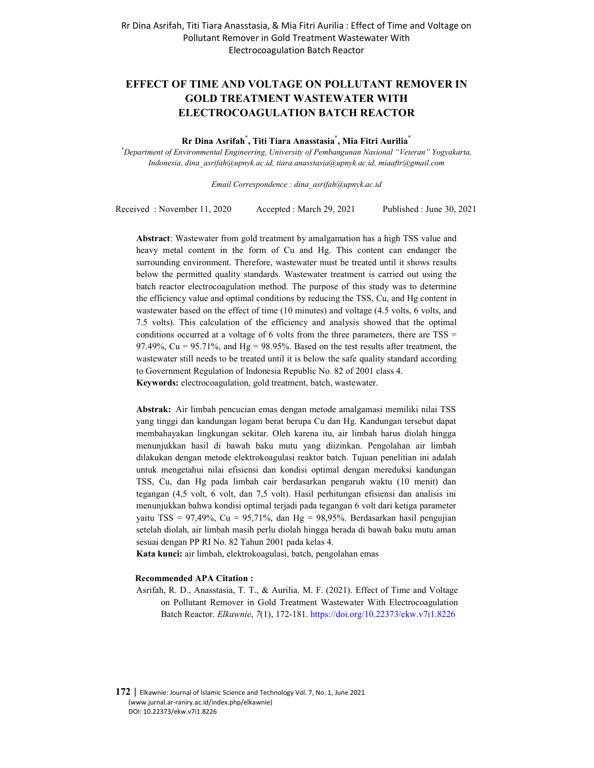# EFFECT OF TIME AND VOLTAGE ON POLLUTANT REMOVER IN GOLD TREATMENT WASTEWATER WITH ELECTROCOAGULATION BATCH REACTOR

**Rr Dina Asrifah[*], Titi Tiara Anasstasia[*], Mia Fitri Aurilia[*]**

[*]*Department of Environmental Engineering, University of Pembangunan Nasional "Veteran" Yogyakarta, Indonesia, dina_asrifah@upnyk.ac.id, tiara.anasstasia@upnyk.ac.id, miaaftr@gmail.com*

*Email Correspondence : dina_asrifah@upnyk.ac.id*

Received : November 11, 2020 Accepted : March 29, 2021 Published : June 30, 2021

**Abstract**: Wastewater from gold treatment by amalgamation has a high TSS value and heavy metal content in the form of Cu and Hg. This content can endanger the surrounding environment. Therefore, wastewater must be treated until it shows results below the permitted quality standards. Wastewater treatment is carried out using the batch reactor electrocoagulation method. The purpose of this study was to determine the efficiency value and optimal conditions by reducing the TSS, Cu, and Hg content in wastewater based on the effect of time (10 minutes) and voltage (4.5 volts, 6 volts, and 7.5 volts). This calculation of the efficiency and analysis showed that the optimal conditions occurred at a voltage of 6 volts from the three parameters, there are TSS = 97.49%, Cu = 95.71%, and Hg = 98.95%. Based on the test results after treatment, the wastewater still needs to be treated until it is below the safe quality standard according to Government Regulation of Indonesia Republic No. 82 of 2001 class 4.

**Keywords:** electrocoagulation, gold treatment, batch, wastewater.

**Abstrak:** Air limbah pencucian emas dengan metode amalgamasi memiliki nilai TSS yang tinggi dan kandungan logam berat berupa Cu dan Hg. Kandungan tersebut dapat membahayakan lingkungan sekitar. Oleh karena itu, air limbah harus diolah hingga menunjukkan hasil di bawah baku mutu yang diizinkan. Pengolahan air limbah dilakukan dengan metode elektrokoagulasi reaktor batch. Tujuan penelitian ini adalah untuk mengetahui nilai efisiensi dan kondisi optimal dengan mereduksi kandungan TSS, Cu, dan Hg pada limbah cair berdasarkan pengaruh waktu (10 menit) dan tegangan (4,5 volt, 6 volt, dan 7,5 volt). Hasil perhitungan efisiensi dan analisis ini menunjukkan bahwa kondisi optimal terjadi pada tegangan 6 volt dari ketiga parameter yaitu TSS = 97,49%, Cu = 95,71%, dan Hg = 98,95%. Berdasarkan hasil pengujian setelah diolah, air limbah masih perlu diolah hingga berada di bawah baku mutu aman sesuai dengan PP RI No. 82 Tahun 2001 pada kelas 4.

**Kata kunci:** air limbah, elektrokoagulasi, batch, pengolahan emas

**Recommended APA Citation :**

Asrifah, R. D., Anasstasia, T. T., & Aurilia. M. F. (2021). Effect of Time and Voltage on Pollutant Remover in Gold Treatment Wastewater With Electrocoagulation Batch Reactor. *Elkawnie*, *7*(1), 172-181. https://doi.org/10.22373/ekw.v7i1.8226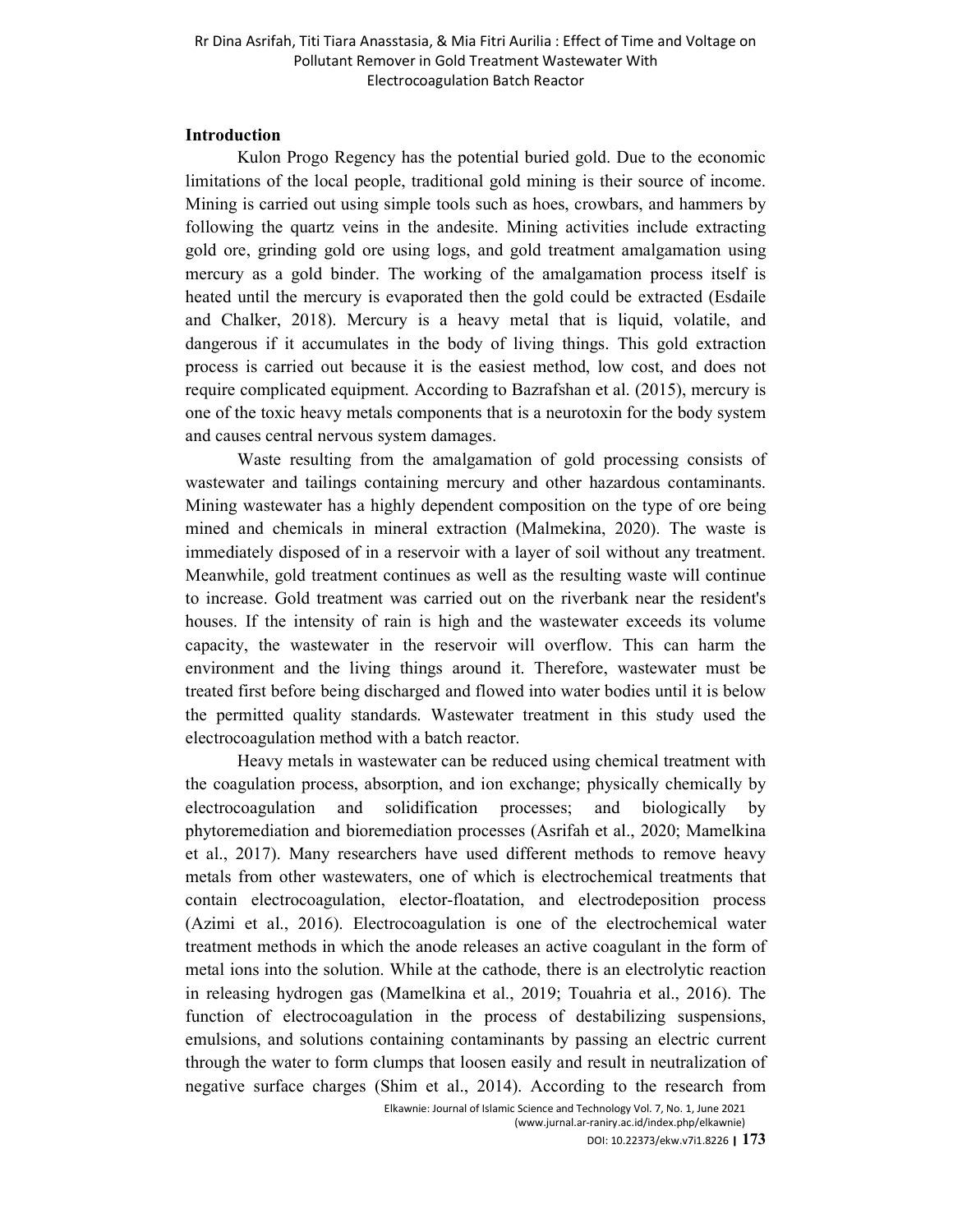## Introduction

Kulon Progo Regency has the potential buried gold. Due to the economic limitations of the local people, traditional gold mining is their source of income. Mining is carried out using simple tools such as hoes, crowbars, and hammers by following the quartz veins in the andesite. Mining activities include extracting gold ore, grinding gold ore using logs, and gold treatment amalgamation using mercury as a gold binder. The working of the amalgamation process itself is heated until the mercury is evaporated then the gold could be extracted (Esdaile and Chalker, 2018). Mercury is a heavy metal that is liquid, volatile, and dangerous if it accumulates in the body of living things. This gold extraction process is carried out because it is the easiest method, low cost, and does not require complicated equipment. According to Bazrafshan et al. (2015), mercury is one of the toxic heavy metals components that is a neurotoxin for the body system and causes central nervous system damages.

Waste resulting from the amalgamation of gold processing consists of wastewater and tailings containing mercury and other hazardous contaminants. Mining wastewater has a highly dependent composition on the type of ore being mined and chemicals in mineral extraction (Malmekina, 2020). The waste is immediately disposed of in a reservoir with a layer of soil without any treatment. Meanwhile, gold treatment continues as well as the resulting waste will continue to increase. Gold treatment was carried out on the riverbank near the resident's houses. If the intensity of rain is high and the wastewater exceeds its volume capacity, the wastewater in the reservoir will overflow. This can harm the environment and the living things around it. Therefore, wastewater must be treated first before being discharged and flowed into water bodies until it is below the permitted quality standards. Wastewater treatment in this study used the electrocoagulation method with a batch reactor.

Heavy metals in wastewater can be reduced using chemical treatment with the coagulation process, absorption, and ion exchange; physically chemically by electrocoagulation and solidification processes; and biologically by phytoremediation and bioremediation processes (Asrifah et al., 2020; Mamelkina et al., 2017). Many researchers have used different methods to remove heavy metals from other wastewaters, one of which is electrochemical treatments that contain electrocoagulation, elector-floatation, and electrodeposition process (Azimi et al., 2016). Electrocoagulation is one of the electrochemical water treatment methods in which the anode releases an active coagulant in the form of metal ions into the solution. While at the cathode, there is an electrolytic reaction in releasing hydrogen gas (Mamelkina et al., 2019; Touahria et al., 2016). The function of electrocoagulation in the process of destabilizing suspensions, emulsions, and solutions containing contaminants by passing an electric current through the water to form clumps that loosen easily and result in neutralization of negative surface charges (Shim et al., 2014). According to the research from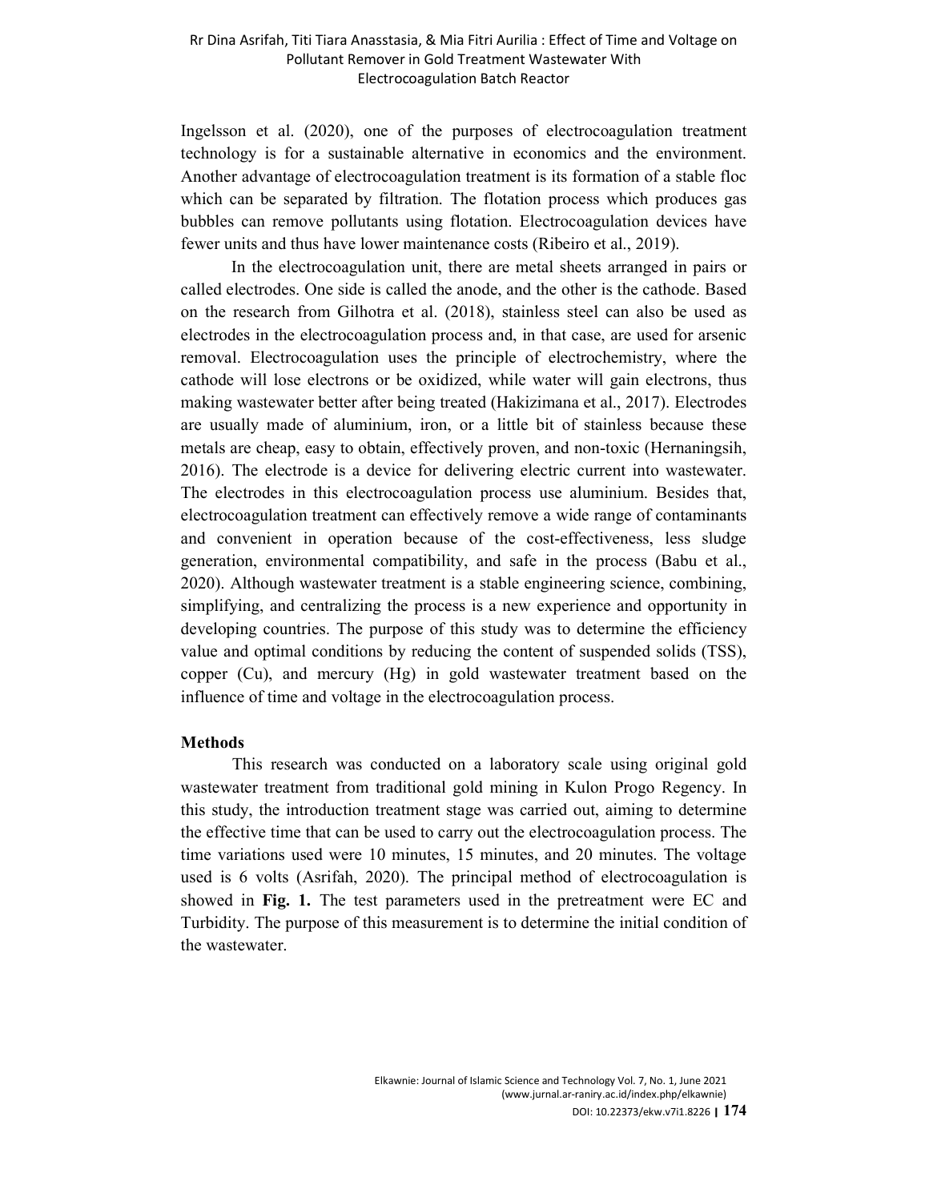Ingelsson et al. (2020), one of the purposes of electrocoagulation treatment technology is for a sustainable alternative in economics and the environment. Another advantage of electrocoagulation treatment is its formation of a stable floc which can be separated by filtration. The flotation process which produces gas bubbles can remove pollutants using flotation. Electrocoagulation devices have fewer units and thus have lower maintenance costs (Ribeiro et al., 2019).

In the electrocoagulation unit, there are metal sheets arranged in pairs or called electrodes. One side is called the anode, and the other is the cathode. Based on the research from Gilhotra et al. (2018), stainless steel can also be used as electrodes in the electrocoagulation process and, in that case, are used for arsenic removal. Electrocoagulation uses the principle of electrochemistry, where the cathode will lose electrons or be oxidized, while water will gain electrons, thus making wastewater better after being treated (Hakizimana et al., 2017). Electrodes are usually made of aluminium, iron, or a little bit of stainless because these metals are cheap, easy to obtain, effectively proven, and non-toxic (Hernaningsih, 2016). The electrode is a device for delivering electric current into wastewater. The electrodes in this electrocoagulation process use aluminium. Besides that, electrocoagulation treatment can effectively remove a wide range of contaminants and convenient in operation because of the cost-effectiveness, less sludge generation, environmental compatibility, and safe in the process (Babu et al., 2020). Although wastewater treatment is a stable engineering science, combining, simplifying, and centralizing the process is a new experience and opportunity in developing countries. The purpose of this study was to determine the efficiency value and optimal conditions by reducing the content of suspended solids (TSS), copper (Cu), and mercury (Hg) in gold wastewater treatment based on the influence of time and voltage in the electrocoagulation process.

## Methods

This research was conducted on a laboratory scale using original gold wastewater treatment from traditional gold mining in Kulon Progo Regency. In this study, the introduction treatment stage was carried out, aiming to determine the effective time that can be used to carry out the electrocoagulation process. The time variations used were 10 minutes, 15 minutes, and 20 minutes. The voltage used is 6 volts (Asrifah, 2020). The principal method of electrocoagulation is showed in **Fig. 1.** The test parameters used in the pretreatment were EC and Turbidity. The purpose of this measurement is to determine the initial condition of the wastewater.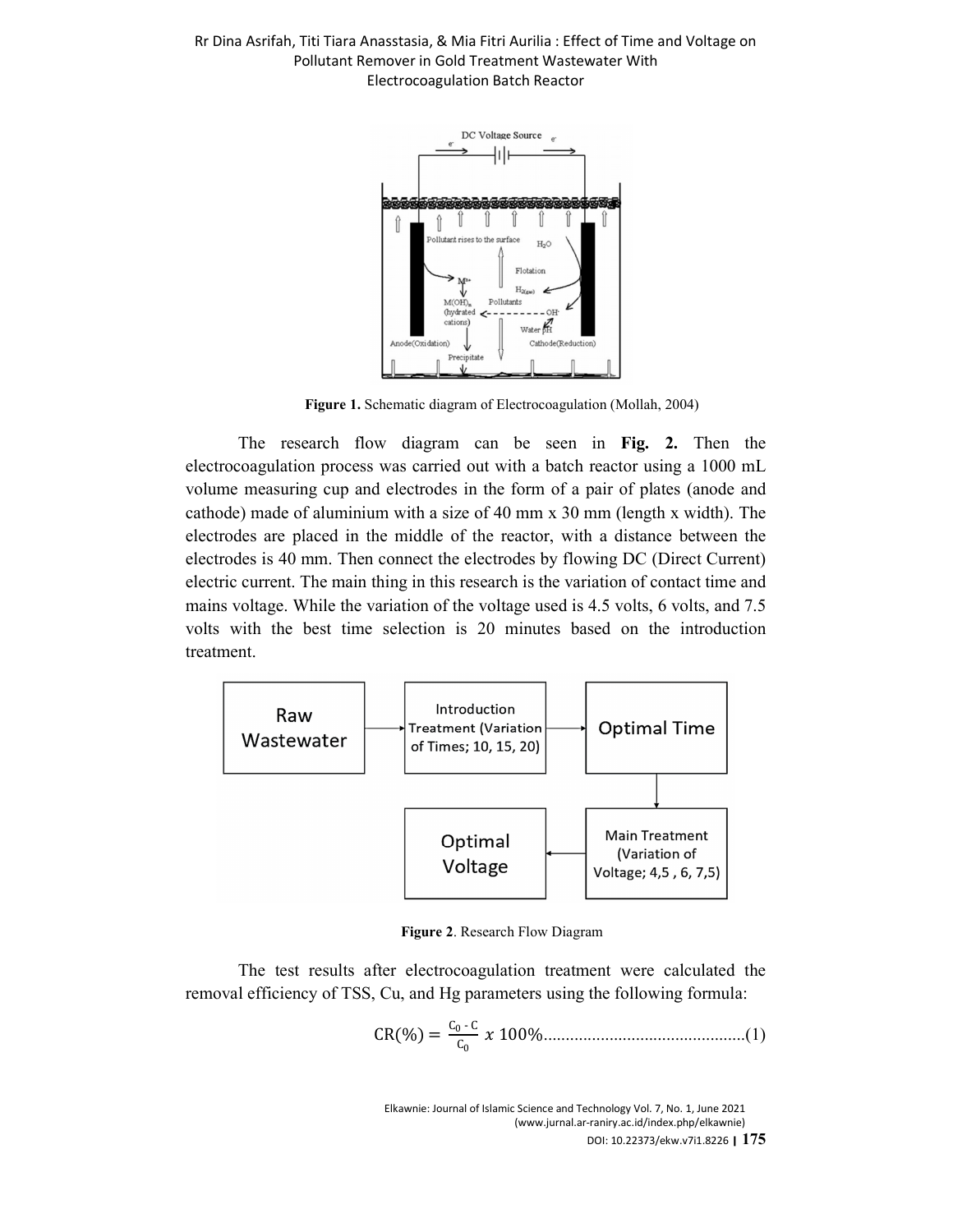Figure 1. Schematic diagram of Electrocoagulation (Mollah, 2004)

The research flow diagram can be seen in **Fig. 2.** Then the electrocoagulation process was carried out with a batch reactor using a 1000 mL volume measuring cup and electrodes in the form of a pair of plates (anode and cathode) made of aluminium with a size of 40 mm x 30 mm (length x width). The electrodes are placed in the middle of the reactor, with a distance between the electrodes is 40 mm. Then connect the electrodes by flowing DC (Direct Current) electric current. The main thing in this research is the variation of contact time and mains voltage. While the variation of the voltage used is 4.5 volts, 6 volts, and 7.5 volts with the best time selection is 20 minutes based on the introduction treatment.

Figure 2. Research Flow Diagram

The test results after electrocoagulation treatment were calculated the removal efficiency of TSS, Cu, and Hg parameters using the following formula:

$$CR(\%) = \frac{C_0 - C}{C_0} \times 100\% \quad (1)$$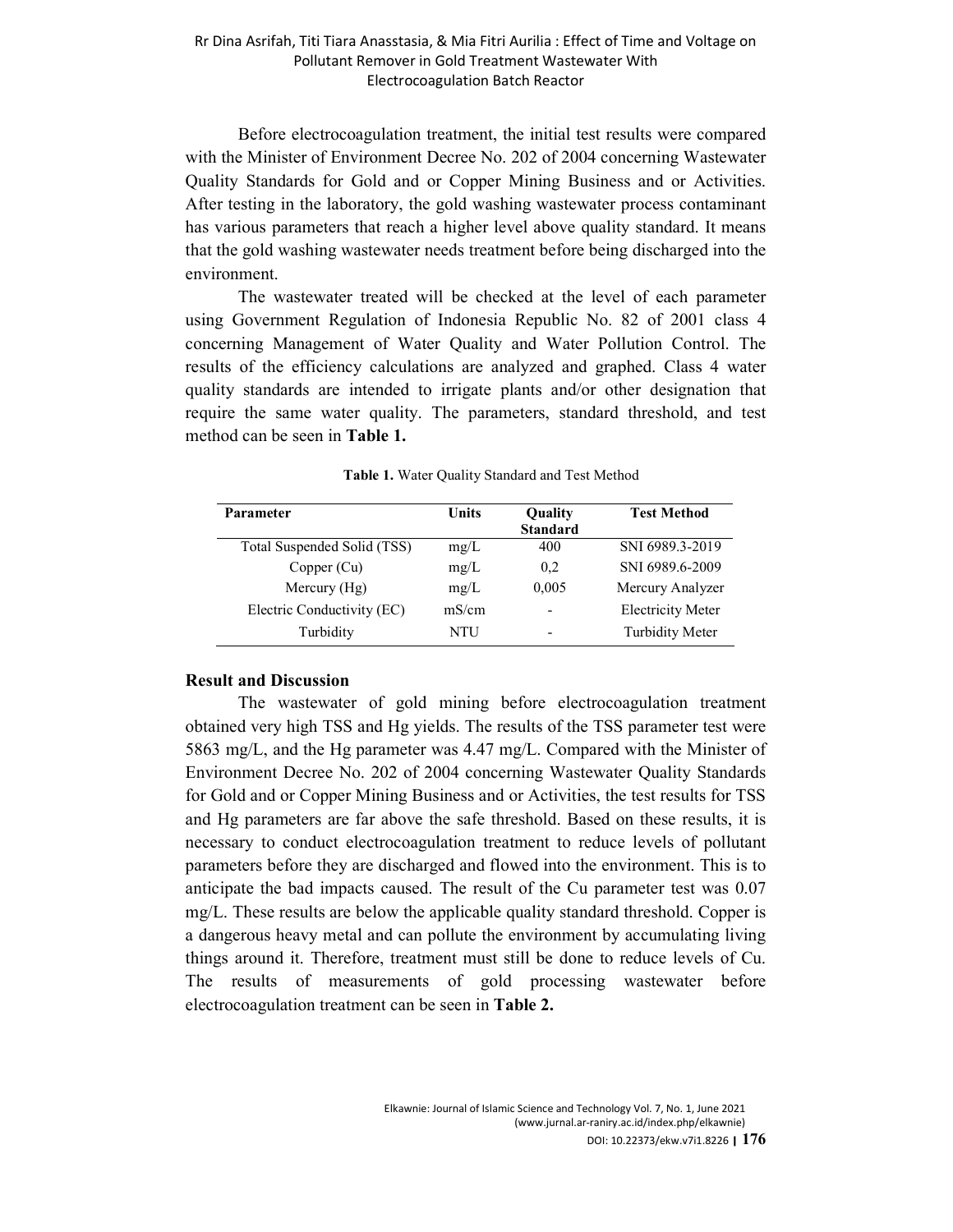Before electrocoagulation treatment, the initial test results were compared with the Minister of Environment Decree No. 202 of 2004 concerning Wastewater Quality Standards for Gold and or Copper Mining Business and or Activities. After testing in the laboratory, the gold washing wastewater process contaminant has various parameters that reach a higher level above quality standard. It means that the gold washing wastewater needs treatment before being discharged into the environment.

The wastewater treated will be checked at the level of each parameter using Government Regulation of Indonesia Republic No. 82 of 2001 class 4 concerning Management of Water Quality and Water Pollution Control. The results of the efficiency calculations are analyzed and graphed. Class 4 water quality standards are intended to irrigate plants and/or other designation that require the same water quality. The parameters, standard threshold, and test method can be seen in **Table 1.**

**Table 1.** Water Quality Standard and Test Method

| Parameter | Units | Quality Standard | Test Method |
|---|---|---|---|
| Total Suspended Solid (TSS) | mg/L | 400 | SNI 6989.3-2019 |
| Copper (Cu) | mg/L | 0,2 | SNI 6989.6-2009 |
| Mercury (Hg) | mg/L | 0,005 | Mercury Analyzer |
| Electric Conductivity (EC) | mS/cm | - | Electricity Meter |
| Turbidity | NTU | - | Turbidity Meter |

## Result and Discussion

The wastewater of gold mining before electrocoagulation treatment obtained very high TSS and Hg yields. The results of the TSS parameter test were 5863 mg/L, and the Hg parameter was 4.47 mg/L. Compared with the Minister of Environment Decree No. 202 of 2004 concerning Wastewater Quality Standards for Gold and or Copper Mining Business and or Activities, the test results for TSS and Hg parameters are far above the safe threshold. Based on these results, it is necessary to conduct electrocoagulation treatment to reduce levels of pollutant parameters before they are discharged and flowed into the environment. This is to anticipate the bad impacts caused. The result of the Cu parameter test was 0.07 mg/L. These results are below the applicable quality standard threshold. Copper is a dangerous heavy metal and can pollute the environment by accumulating living things around it. Therefore, treatment must still be done to reduce levels of Cu. The results of measurements of gold processing wastewater before electrocoagulation treatment can be seen in **Table 2.**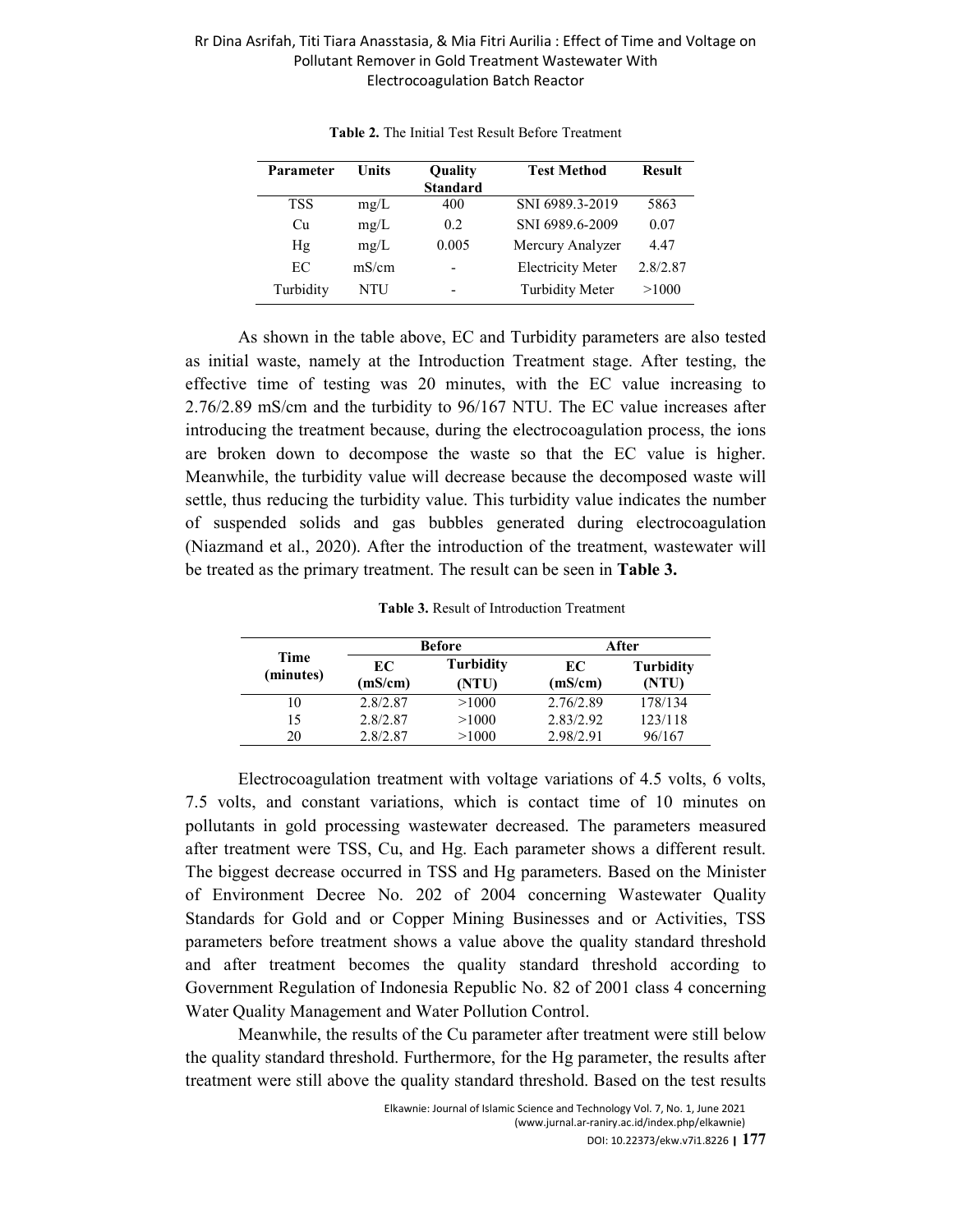**Table 2.** The Initial Test Result Before Treatment

| Parameter | Units | Quality Standard | Test Method | Result |
|---|---|---|---|---|
| TSS | mg/L | 400 | SNI 6989.3-2019 | 5863 |
| Cu | mg/L | 0.2 | SNI 6989.6-2009 | 0.07 |
| Hg | mg/L | 0.005 | Mercury Analyzer | 4.47 |
| EC | mS/cm | - | Electricity Meter | 2.8/2.87 |
| Turbidity | NTU | - | Turbidity Meter | >1000 |

As shown in the table above, EC and Turbidity parameters are also tested as initial waste, namely at the Introduction Treatment stage. After testing, the effective time of testing was 20 minutes, with the EC value increasing to 2.76/2.89 mS/cm and the turbidity to 96/167 NTU. The EC value increases after introducing the treatment because, during the electrocoagulation process, the ions are broken down to decompose the waste so that the EC value is higher. Meanwhile, the turbidity value will decrease because the decomposed waste will settle, thus reducing the turbidity value. This turbidity value indicates the number of suspended solids and gas bubbles generated during electrocoagulation (Niazmand et al., 2020). After the introduction of the treatment, wastewater will be treated as the primary treatment. The result can be seen in **Table 3.**

**Table 3.** Result of Introduction Treatment

| Time (minutes) | Before | | After | |
|---|---|---|---|---|
| | EC (mS/cm) | Turbidity (NTU) | EC (mS/cm) | Turbidity (NTU) |
| 10 | 2.8/2.87 | >1000 | 2.76/2.89 | 178/134 |
| 15 | 2.8/2.87 | >1000 | 2.83/2.92 | 123/118 |
| 20 | 2.8/2.87 | >1000 | 2.98/2.91 | 96/167 |

Electrocoagulation treatment with voltage variations of 4.5 volts, 6 volts, 7.5 volts, and constant variations, which is contact time of 10 minutes on pollutants in gold processing wastewater decreased. The parameters measured after treatment were TSS, Cu, and Hg. Each parameter shows a different result. The biggest decrease occurred in TSS and Hg parameters. Based on the Minister of Environment Decree No. 202 of 2004 concerning Wastewater Quality Standards for Gold and or Copper Mining Businesses and or Activities, TSS parameters before treatment shows a value above the quality standard threshold and after treatment becomes the quality standard threshold according to Government Regulation of Indonesia Republic No. 82 of 2001 class 4 concerning Water Quality Management and Water Pollution Control.

Meanwhile, the results of the Cu parameter after treatment were still below the quality standard threshold. Furthermore, for the Hg parameter, the results after treatment were still above the quality standard threshold. Based on the test results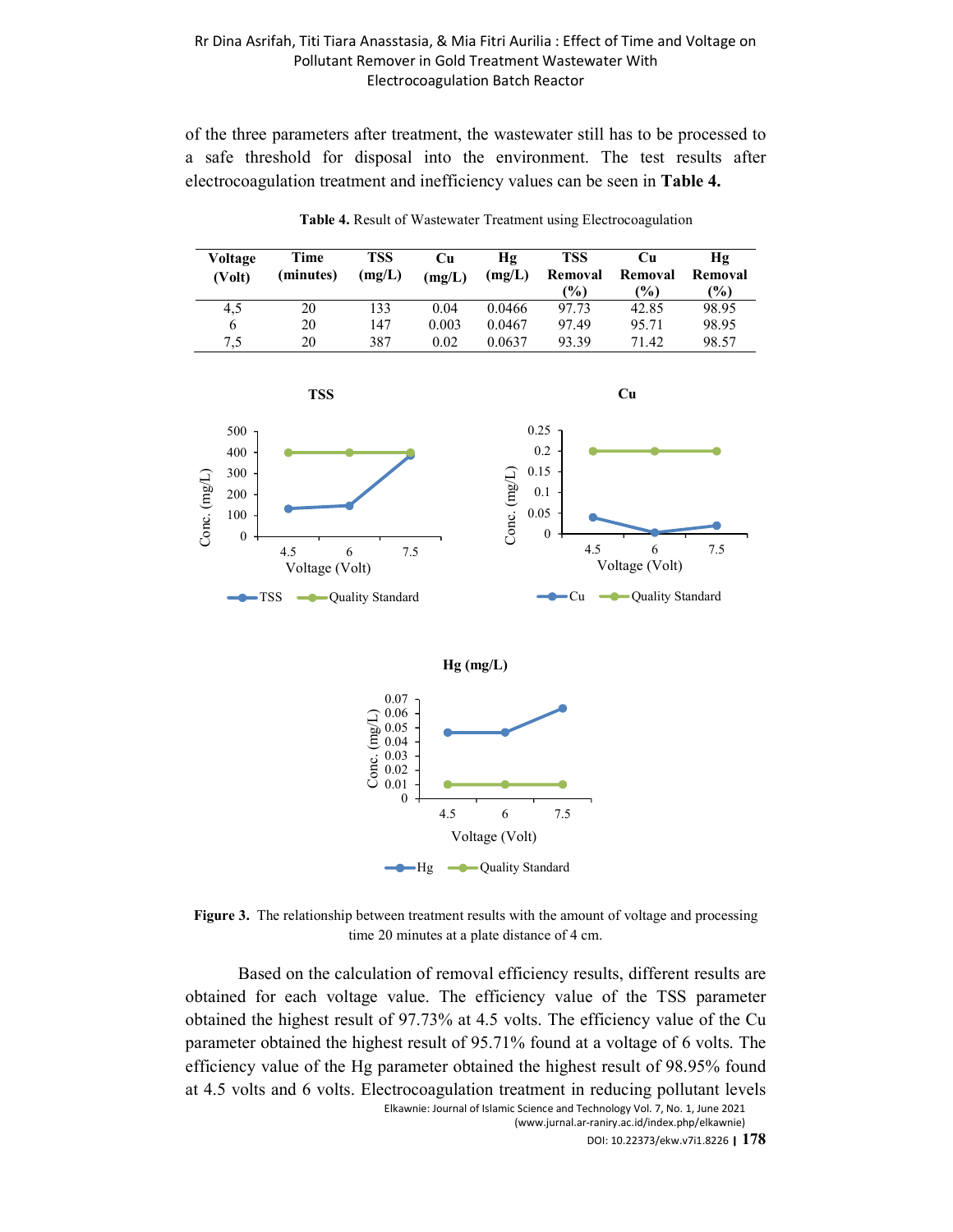of the three parameters after treatment, the wastewater still has to be processed to a safe threshold for disposal into the environment. The test results after electrocoagulation treatment and inefficiency values can be seen in **Table 4.**

**Table 4.** Result of Wastewater Treatment using Electrocoagulation

| Voltage (Volt) | Time (minutes) | TSS (mg/L) | Cu (mg/L) | Hg (mg/L) | TSS Removal (%) | Cu Removal (%) | Hg Removal (%) |
|---|---|---|---|---|---|---|---|
| 4,5 | 20 | 133 | 0.04 | 0.0466 | 97.73 | 42.85 | 98.95 |
| 6 | 20 | 147 | 0.003 | 0.0467 | 97.49 | 95.71 | 98.95 |
| 7,5 | 20 | 387 | 0.02 | 0.0637 | 93.39 | 71.42 | 98.57 |

**Figure 3.** The relationship between treatment results with the amount of voltage and processing time 20 minutes at a plate distance of 4 cm.

Based on the calculation of removal efficiency results, different results are obtained for each voltage value. The efficiency value of the TSS parameter obtained the highest result of 97.73% at 4.5 volts. The efficiency value of the Cu parameter obtained the highest result of 95.71% found at a voltage of 6 volts. The efficiency value of the Hg parameter obtained the highest result of 98.95% found at 4.5 volts and 6 volts. Electrocoagulation treatment in reducing pollutant levels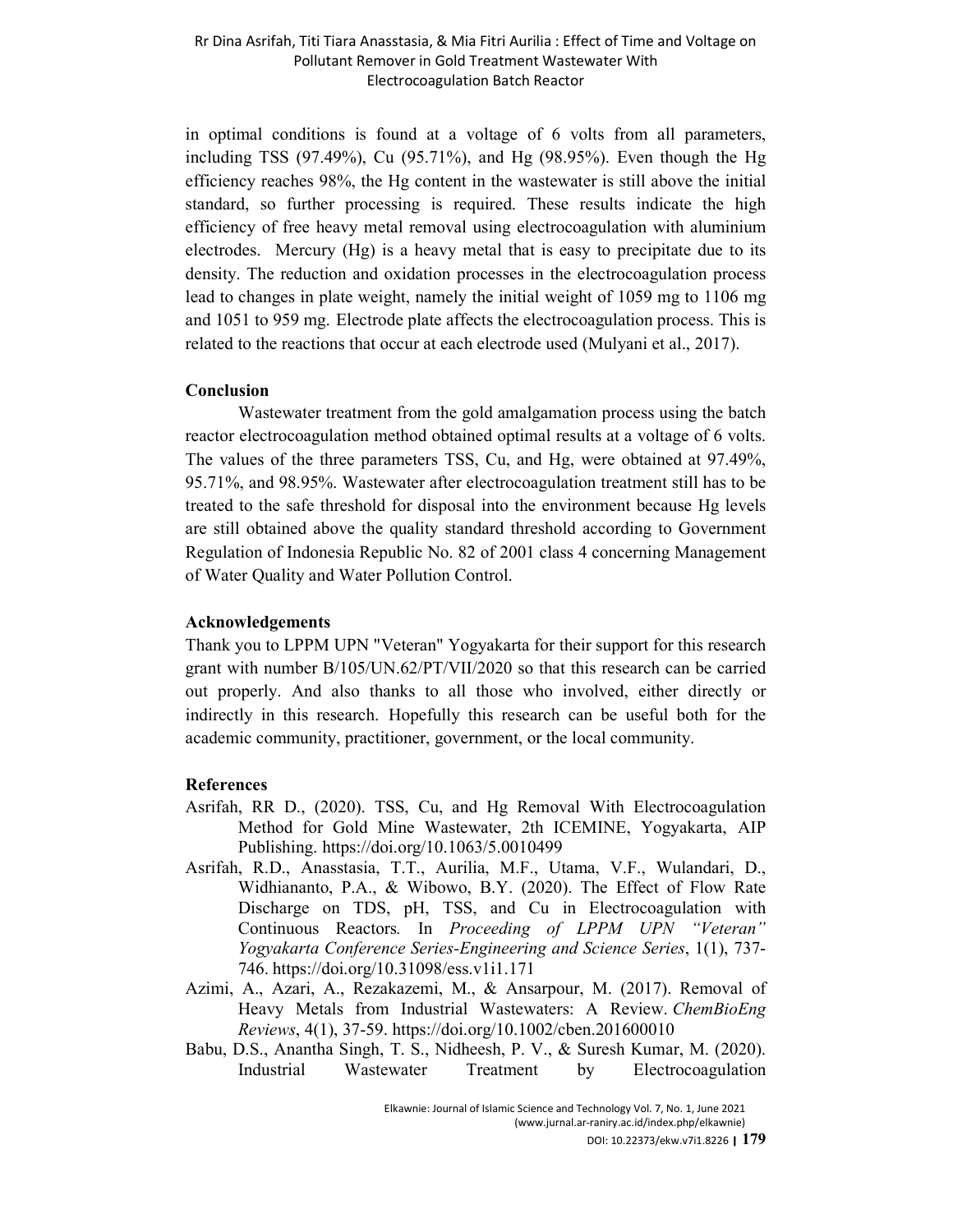in optimal conditions is found at a voltage of 6 volts from all parameters, including TSS (97.49%), Cu (95.71%), and Hg (98.95%). Even though the Hg efficiency reaches 98%, the Hg content in the wastewater is still above the initial standard, so further processing is required. These results indicate the high efficiency of free heavy metal removal using electrocoagulation with aluminium electrodes. Mercury (Hg) is a heavy metal that is easy to precipitate due to its density. The reduction and oxidation processes in the electrocoagulation process lead to changes in plate weight, namely the initial weight of 1059 mg to 1106 mg and 1051 to 959 mg. Electrode plate affects the electrocoagulation process. This is related to the reactions that occur at each electrode used (Mulyani et al., 2017).

## Conclusion

Wastewater treatment from the gold amalgamation process using the batch reactor electrocoagulation method obtained optimal results at a voltage of 6 volts. The values of the three parameters TSS, Cu, and Hg, were obtained at 97.49%, 95.71%, and 98.95%. Wastewater after electrocoagulation treatment still has to be treated to the safe threshold for disposal into the environment because Hg levels are still obtained above the quality standard threshold according to Government Regulation of Indonesia Republic No. 82 of 2001 class 4 concerning Management of Water Quality and Water Pollution Control.

## Acknowledgements

Thank you to LPPM UPN "Veteran" Yogyakarta for their support for this research grant with number B/105/UN.62/PT/VII/2020 so that this research can be carried out properly. And also thanks to all those who involved, either directly or indirectly in this research. Hopefully this research can be useful both for the academic community, practitioner, government, or the local community.

## References

Asrifah, RR D., (2020). TSS, Cu, and Hg Removal With Electrocoagulation Method for Gold Mine Wastewater, 2th ICEMINE, Yogyakarta, AIP Publishing. https://doi.org/10.1063/5.0010499

Asrifah, R.D., Anasstasia, T.T., Aurilia, M.F., Utama, V.F., Wulandari, D., Widhiananto, P.A., & Wibowo, B.Y. (2020). The Effect of Flow Rate Discharge on TDS, pH, TSS, and Cu in Electrocoagulation with Continuous Reactors. In *Proceeding of LPPM UPN "Veteran" Yogyakarta Conference Series-Engineering and Science Series*, 1(1), 737-746. https://doi.org/10.31098/ess.v1i1.171

Azimi, A., Azari, A., Rezakazemi, M., & Ansarpour, M. (2017). Removal of Heavy Metals from Industrial Wastewaters: A Review. *ChemBioEng Reviews*, 4(1), 37-59. https://doi.org/10.1002/cben.201600010

Babu, D.S., Anantha Singh, T. S., Nidheesh, P. V., & Suresh Kumar, M. (2020). Industrial Wastewater Treatment by Electrocoagulation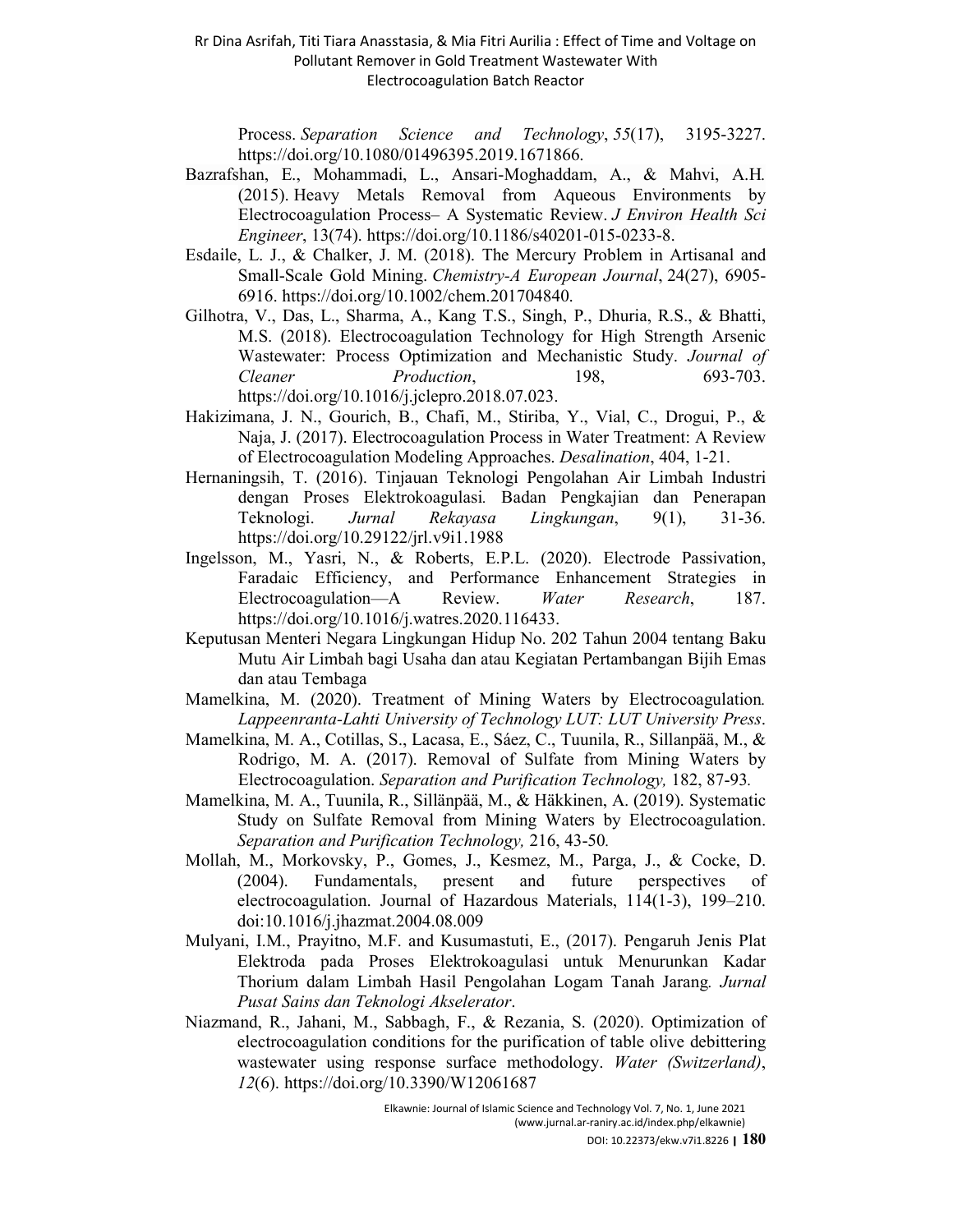Process. *Separation Science and Technology*, *55*(17), 3195-3227. https://doi.org/10.1080/01496395.2019.1671866.

Bazrafshan, E., Mohammadi, L., Ansari-Moghaddam, A., & Mahvi, A.H. (2015). Heavy Metals Removal from Aqueous Environments by Electrocoagulation Process– A Systematic Review. *J Environ Health Sci Engineer*, 13(74). https://doi.org/10.1186/s40201-015-0233-8.

Esdaile, L. J., & Chalker, J. M. (2018). The Mercury Problem in Artisanal and Small-Scale Gold Mining. *Chemistry-A European Journal*, 24(27), 6905-6916. https://doi.org/10.1002/chem.201704840.

Gilhotra, V., Das, L., Sharma, A., Kang T.S., Singh, P., Dhuria, R.S., & Bhatti, M.S. (2018). Electrocoagulation Technology for High Strength Arsenic Wastewater: Process Optimization and Mechanistic Study. *Journal of Cleaner Production*, 198, 693-703. https://doi.org/10.1016/j.jclepro.2018.07.023.

Hakizimana, J. N., Gourich, B., Chafi, M., Stiriba, Y., Vial, C., Drogui, P., & Naja, J. (2017). Electrocoagulation Process in Water Treatment: A Review of Electrocoagulation Modeling Approaches. *Desalination*, 404, 1-21.

Hernaningsih, T. (2016). Tinjauan Teknologi Pengolahan Air Limbah Industri dengan Proses Elektrokoagulasi*.* Badan Pengkajian dan Penerapan Teknologi. *Jurnal Rekayasa Lingkungan*, 9(1), 31-36. https://doi.org/10.29122/jrl.v9i1.1988

Ingelsson, M., Yasri, N., & Roberts, E.P.L. (2020). Electrode Passivation, Faradaic Efficiency, and Performance Enhancement Strategies in Electrocoagulation—A Review. *Water Research*, 187. https://doi.org/10.1016/j.watres.2020.116433.

Keputusan Menteri Negara Lingkungan Hidup No. 202 Tahun 2004 tentang Baku Mutu Air Limbah bagi Usaha dan atau Kegiatan Pertambangan Bijih Emas dan atau Tembaga

Mamelkina, M. (2020). Treatment of Mining Waters by Electrocoagulation*. Lappeenranta-Lahti University of Technology LUT: LUT University Press*.

Mamelkina, M. A., Cotillas, S., Lacasa, E., Sáez, C., Tuunila, R., Sillanpää, M., & Rodrigo, M. A. (2017). Removal of Sulfate from Mining Waters by Electrocoagulation. *Separation and Purification Technology,* 182, 87-93*.*

Mamelkina, M. A., Tuunila, R., Sillänpää, M., & Häkkinen, A. (2019). Systematic Study on Sulfate Removal from Mining Waters by Electrocoagulation. *Separation and Purification Technology,* 216, 43-50*.*

Mollah, M., Morkovsky, P., Gomes, J., Kesmez, M., Parga, J., & Cocke, D. (2004). Fundamentals, present and future perspectives of electrocoagulation. Journal of Hazardous Materials, 114(1-3), 199–210. doi:10.1016/j.jhazmat.2004.08.009

Mulyani, I.M., Prayitno, M.F. and Kusumastuti, E., (2017). Pengaruh Jenis Plat Elektroda pada Proses Elektrokoagulasi untuk Menurunkan Kadar Thorium dalam Limbah Hasil Pengolahan Logam Tanah Jarang*. Jurnal Pusat Sains dan Teknologi Akselerator*.

Niazmand, R., Jahani, M., Sabbagh, F., & Rezania, S. (2020). Optimization of electrocoagulation conditions for the purification of table olive debittering wastewater using response surface methodology. *Water (Switzerland)*, *12*(6). https://doi.org/10.3390/W12061687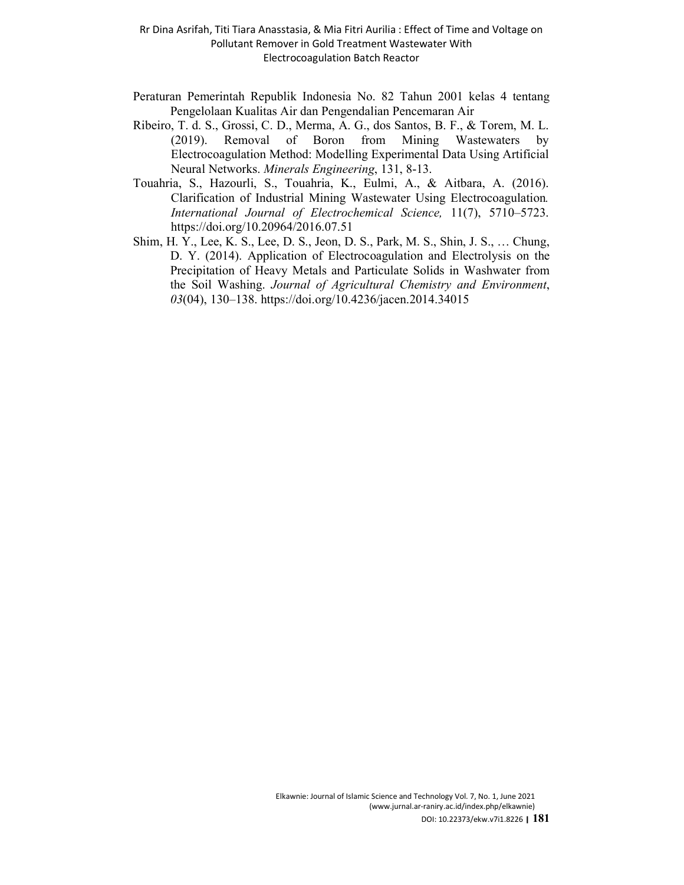Peraturan Pemerintah Republik Indonesia No. 82 Tahun 2001 kelas 4 tentang Pengelolaan Kualitas Air dan Pengendalian Pencemaran Air

Ribeiro, T. d. S., Grossi, C. D., Merma, A. G., dos Santos, B. F., & Torem, M. L. (2019). Removal of Boron from Mining Wastewaters by Electrocoagulation Method: Modelling Experimental Data Using Artificial Neural Networks. *Minerals Engineering*, 131, 8-13.

Touahria, S., Hazourli, S., Touahria, K., Eulmi, A., & Aitbara, A. (2016). Clarification of Industrial Mining Wastewater Using Electrocoagulation. *International Journal of Electrochemical Science,* 11(7), 5710–5723. https://doi.org/10.20964/2016.07.51

Shim, H. Y., Lee, K. S., Lee, D. S., Jeon, D. S., Park, M. S., Shin, J. S., … Chung, D. Y. (2014). Application of Electrocoagulation and Electrolysis on the Precipitation of Heavy Metals and Particulate Solids in Washwater from the Soil Washing. *Journal of Agricultural Chemistry and Environment*, *03*(04), 130–138. https://doi.org/10.4236/jacen.2014.34015